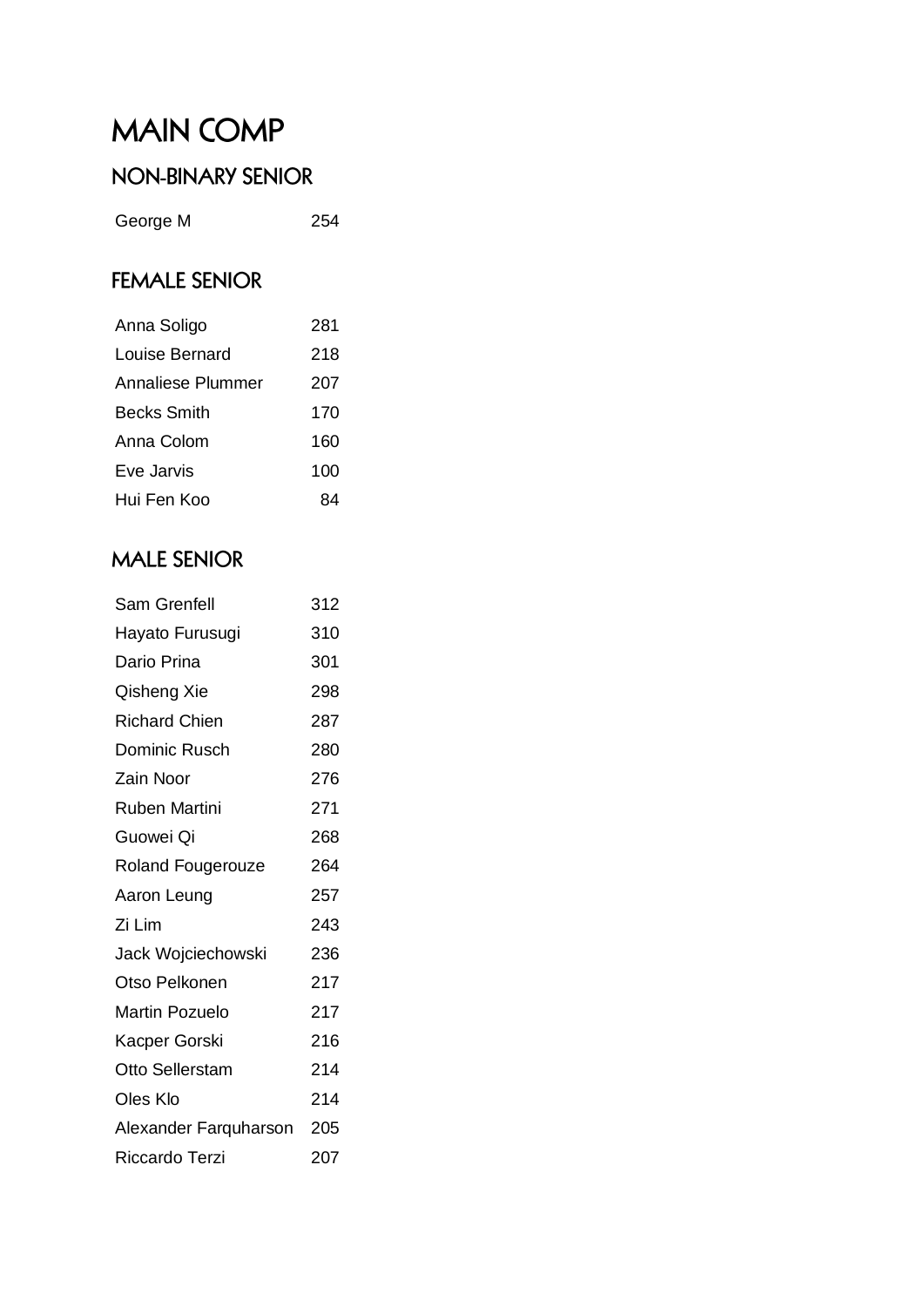# MAIN COMP

## NON-BINARY SENIOR

| | |
|---|---|
| George M | 254 |

## FEMALE SENIOR

| | |
|---|---|
| Anna Soligo | 281 |
| Louise Bernard | 218 |
| Annaliese Plummer | 207 |
| Becks Smith | 170 |
| Anna Colom | 160 |
| Eve Jarvis | 100 |
| Hui Fen Koo | 84 |

## MALE SENIOR

| | |
|---|---|
| Sam Grenfell | 312 |
| Hayato Furusugi | 310 |
| Dario Prina | 301 |
| Qisheng Xie | 298 |
| Richard Chien | 287 |
| Dominic Rusch | 280 |
| Zain Noor | 276 |
| Ruben Martini | 271 |
| Guowei Qi | 268 |
| Roland Fougerouze | 264 |
| Aaron Leung | 257 |
| Zi Lim | 243 |
| Jack Wojciechowski | 236 |
| Otso Pelkonen | 217 |
| Martin Pozuelo | 217 |
| Kacper Gorski | 216 |
| Otto Sellerstam | 214 |
| Oles Klo | 214 |
| Alexander Farquharson | 205 |
| Riccardo Terzi | 207 |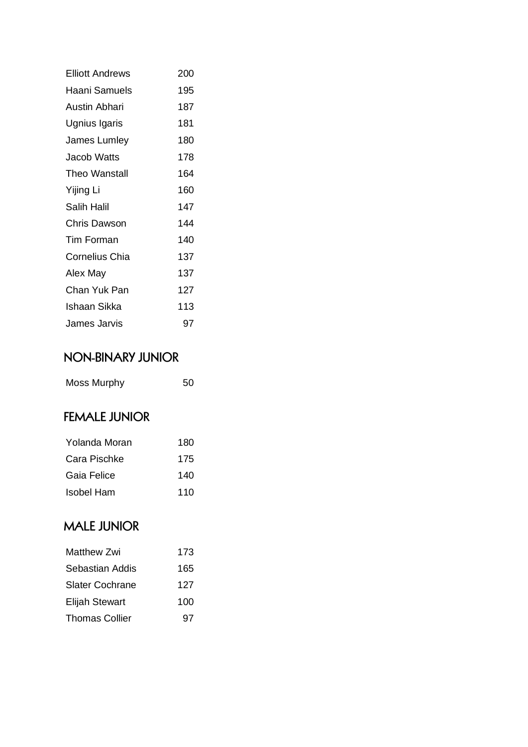| | |
|---|---|
| Elliott Andrews | 200 |
| Haani Samuels | 195 |
| Austin Abhari | 187 |
| Ugnius Igaris | 181 |
| James Lumley | 180 |
| Jacob Watts | 178 |
| Theo Wanstall | 164 |
| Yijing Li | 160 |
| Salih Halil | 147 |
| Chris Dawson | 144 |
| Tim Forman | 140 |
| Cornelius Chia | 137 |
| Alex May | 137 |
| Chan Yuk Pan | 127 |
| Ishaan Sikka | 113 |
| James Jarvis | 97 |

## NON-BINARY JUNIOR

| | |
|---|---|
| Moss Murphy | 50 |

## FEMALE JUNIOR

| | |
|---|---|
| Yolanda Moran | 180 |
| Cara Pischke | 175 |
| Gaia Felice | 140 |
| Isobel Ham | 110 |

## MALE JUNIOR

| | |
|---|---|
| Matthew Zwi | 173 |
| Sebastian Addis | 165 |
| Slater Cochrane | 127 |
| Elijah Stewart | 100 |
| Thomas Collier | 97 |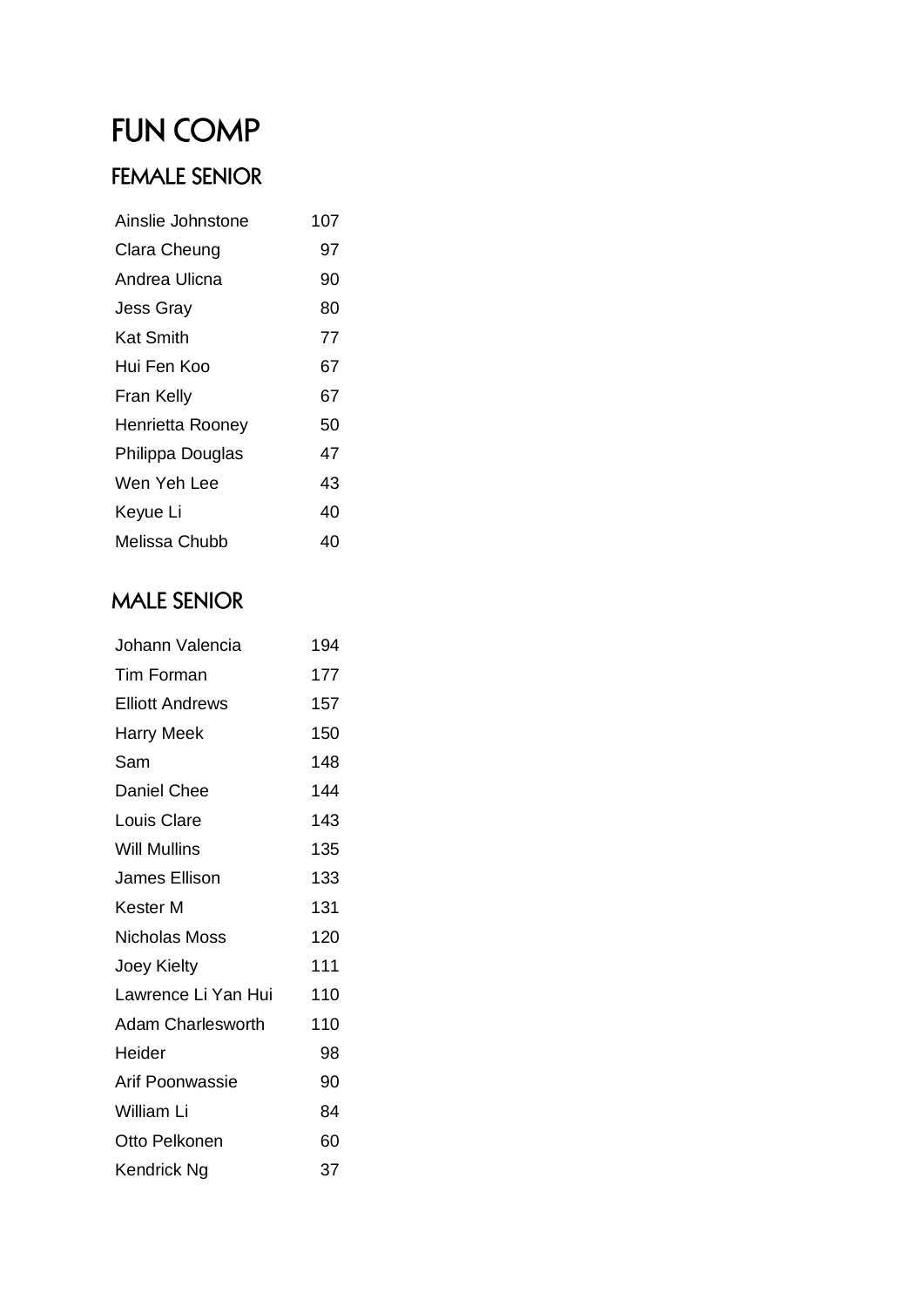# FUN COMP

## FEMALE SENIOR

| | |
|---|---|
| Ainslie Johnstone | 107 |
| Clara Cheung | 97 |
| Andrea Ulicna | 90 |
| Jess Gray | 80 |
| Kat Smith | 77 |
| Hui Fen Koo | 67 |
| Fran Kelly | 67 |
| Henrietta Rooney | 50 |
| Philippa Douglas | 47 |
| Wen Yeh Lee | 43 |
| Keyue Li | 40 |
| Melissa Chubb | 40 |

## MALE SENIOR

| | |
|---|---|
| Johann Valencia | 194 |
| Tim Forman | 177 |
| Elliott Andrews | 157 |
| Harry Meek | 150 |
| Sam | 148 |
| Daniel Chee | 144 |
| Louis Clare | 143 |
| Will Mullins | 135 |
| James Ellison | 133 |
| Kester M | 131 |
| Nicholas Moss | 120 |
| Joey Kielty | 111 |
| Lawrence Li Yan Hui | 110 |
| Adam Charlesworth | 110 |
| Heider | 98 |
| Arif Poonwassie | 90 |
| William Li | 84 |
| Otto Pelkonen | 60 |
| Kendrick Ng | 37 |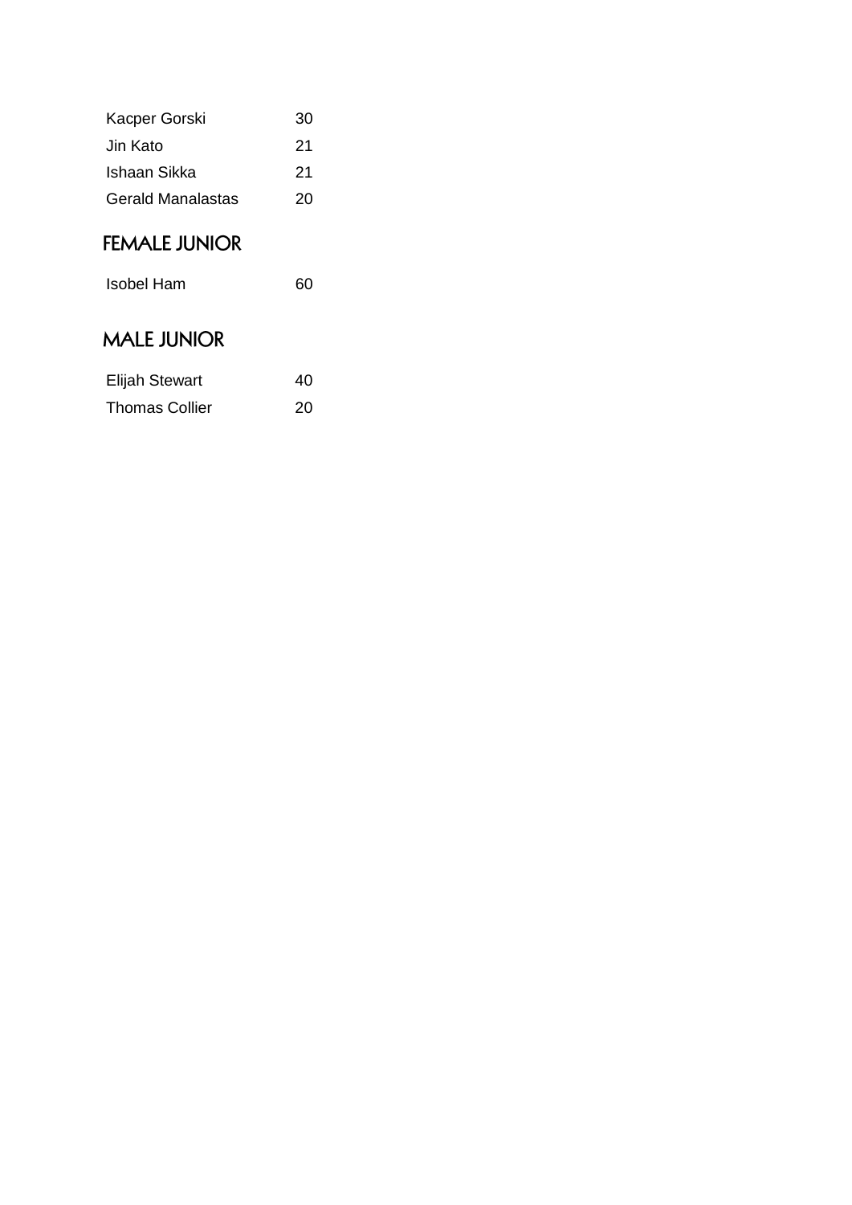| | |
|---|---|
| Kacper Gorski | 30 |
| Jin Kato | 21 |
| Ishaan Sikka | 21 |
| Gerald Manalastas | 20 |

## FEMALE JUNIOR

| | |
|---|---|
| Isobel Ham | 60 |

## MALE JUNIOR

| | |
|---|---|
| Elijah Stewart | 40 |
| Thomas Collier | 20 |